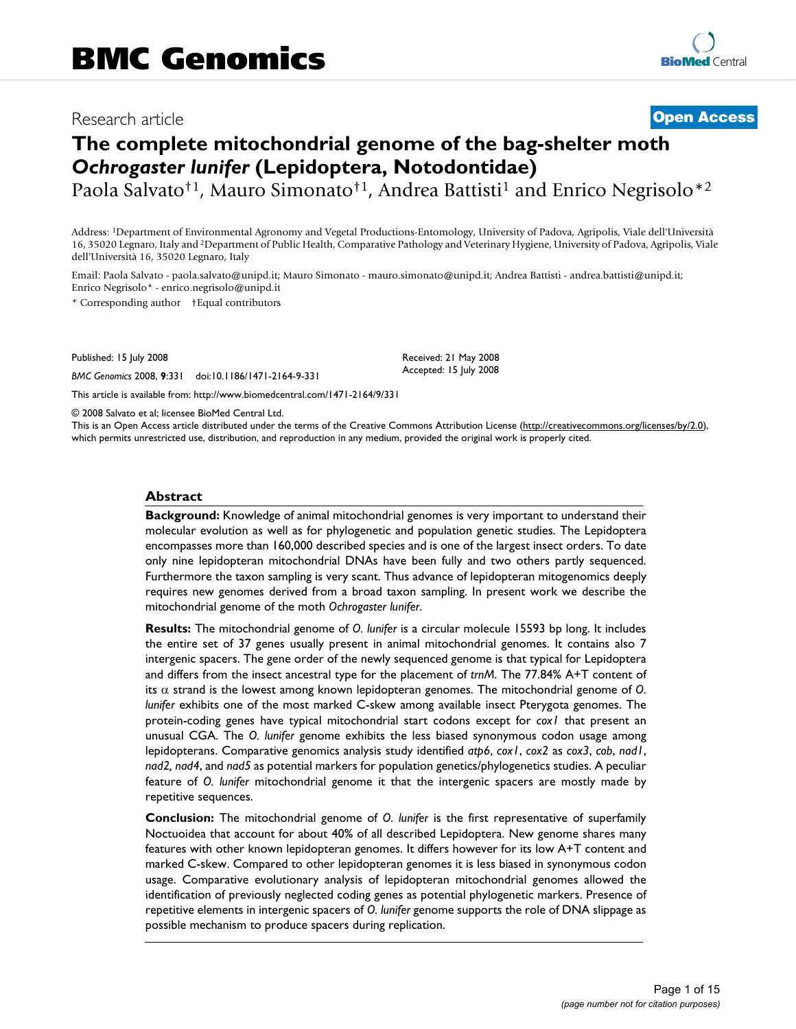BMC Genomics

Research article

**Open Access**

# The complete mitochondrial genome of the bag-shelter moth *Ochrogaster lunifer* (Lepidoptera, Notodontidae)

Paola Salvato†[1], Mauro Simonato†[1], Andrea Battisti[1] and Enrico Negrisolo*[2]

Address: [1]Department of Environmental Agronomy and Vegetal Productions-Entomology, University of Padova, Agripolis, Viale dell'Università 16, 35020 Legnaro, Italy and [2]Department of Public Health, Comparative Pathology and Veterinary Hygiene, University of Padova, Agripolis, Viale dell'Università 16, 35020 Legnaro, Italy

Email: Paola Salvato - paola.salvato@unipd.it; Mauro Simonato - mauro.simonato@unipd.it; Andrea Battisti - andrea.battisti@unipd.it; Enrico Negrisolo* - enrico.negrisolo@unipd.it

\* Corresponding author †Equal contributors

Published: 15 July 2008

*BMC Genomics* 2008, **9**:331 doi:10.1186/1471-2164-9-331

Received: 21 May 2008
Accepted: 15 July 2008

This article is available from: http://www.biomedcentral.com/1471-2164/9/331

© 2008 Salvato et al; licensee BioMed Central Ltd.
This is an Open Access article distributed under the terms of the Creative Commons Attribution License (http://creativecommons.org/licenses/by/2.0), which permits unrestricted use, distribution, and reproduction in any medium, provided the original work is properly cited.

## Abstract

**Background:** Knowledge of animal mitochondrial genomes is very important to understand their molecular evolution as well as for phylogenetic and population genetic studies. The Lepidoptera encompasses more than 160,000 described species and is one of the largest insect orders. To date only nine lepidopteran mitochondrial DNAs have been fully and two others partly sequenced. Furthermore the taxon sampling is very scant. Thus advance of lepidopteran mitogenomics deeply requires new genomes derived from a broad taxon sampling. In present work we describe the mitochondrial genome of the moth *Ochrogaster lunifer*.

**Results:** The mitochondrial genome of *O. lunifer* is a circular molecule 15593 bp long. It includes the entire set of 37 genes usually present in animal mitochondrial genomes. It contains also 7 intergenic spacers. The gene order of the newly sequenced genome is that typical for Lepidoptera and differs from the insect ancestral type for the placement of *trnM*. The 77.84% A+T content of its $\alpha$ strand is the lowest among known lepidopteran genomes. The mitochondrial genome of *O. lunifer* exhibits one of the most marked C-skew among available insect Pterygota genomes. The protein-coding genes have typical mitochondrial start codons except for *cox1* that present an unusual CGA. The *O. lunifer* genome exhibits the less biased synonymous codon usage among lepidopterans. Comparative genomics analysis study identified *atp6*, *cox1*, *cox2* as *cox3*, *cob*, *nad1*, *nad2*, *nad4*, and *nad5* as potential markers for population genetics/phylogenetics studies. A peculiar feature of *O. lunifer* mitochondrial genome it that the intergenic spacers are mostly made by repetitive sequences.

**Conclusion:** The mitochondrial genome of *O. lunifer* is the first representative of superfamily Noctuoidea that account for about 40% of all described Lepidoptera. New genome shares many features with other known lepidopteran genomes. It differs however for its low A+T content and marked C-skew. Compared to other lepidopteran genomes it is less biased in synonymous codon usage. Comparative evolutionary analysis of lepidopteran mitochondrial genomes allowed the identification of previously neglected coding genes as potential phylogenetic markers. Presence of repetitive elements in intergenic spacers of *O. lunifer* genome supports the role of DNA slippage as possible mechanism to produce spacers during replication.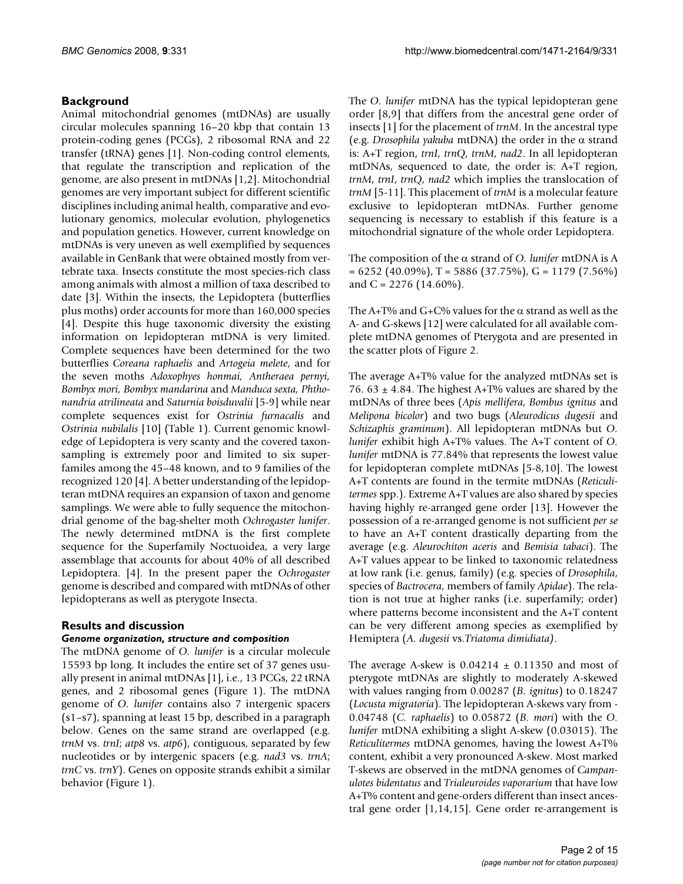## Background

Animal mitochondrial genomes (mtDNAs) are usually circular molecules spanning 16–20 kbp that contain 13 protein-coding genes (PCGs), 2 ribosomal RNA and 22 transfer (tRNA) genes [1]. Non-coding control elements, that regulate the transcription and replication of the genome, are also present in mtDNAs [1,2]. Mitochondrial genomes are very important subject for different scientific disciplines including animal health, comparative and evolutionary genomics, molecular evolution, phylogenetics and population genetics. However, current knowledge on mtDNAs is very uneven as well exemplified by sequences available in GenBank that were obtained mostly from vertebrate taxa. Insects constitute the most species-rich class among animals with almost a million of taxa described to date [3]. Within the insects, the Lepidoptera (butterflies plus moths) order accounts for more than 160,000 species [4]. Despite this huge taxonomic diversity the existing information on lepidopteran mtDNA is very limited. Complete sequences have been determined for the two butterflies *Coreana raphaelis* and *Artogeia melete*, and for the seven moths *Adoxophyes honmai, Antheraea pernyi, Bombyx mori, Bombyx mandarina* and *Manduca sexta, Phthonandria atrilineata* and *Saturnia boisduvalii* [5-9] while near complete sequences exist for *Ostrinia furnacalis* and *Ostrinia nubilalis* [10] (Table 1). Current genomic knowledge of Lepidoptera is very scanty and the covered taxon-sampling is extremely poor and limited to six superfamiles among the 45–48 known, and to 9 families of the recognized 120 [4]. A better understanding of the lepidopteran mtDNA requires an expansion of taxon and genome samplings. We were able to fully sequence the mitochondrial genome of the bag-shelter moth *Ochrogaster lunifer*. The newly determined mtDNA is the first complete sequence for the Superfamily Noctuoidea, a very large assemblage that accounts for about 40% of all described Lepidoptera. [4]. In the present paper the *Ochrogaster* genome is described and compared with mtDNAs of other lepidopterans as well as pterygote Insecta.

## Results and discussion

### Genome organization, structure and composition

The mtDNA genome of *O. lunifer* is a circular molecule 15593 bp long. It includes the entire set of 37 genes usually present in animal mtDNAs [1], i.e., 13 PCGs, 22 tRNA genes, and 2 ribosomal genes (Figure 1). The mtDNA genome of *O. lunifer* contains also 7 intergenic spacers (s1–s7), spanning at least 15 bp, described in a paragraph below. Genes on the same strand are overlapped (e.g. *trnM* vs. *trnI*; *atp8* vs. *atp6*), contiguous, separated by few nucleotides or by intergenic spacers (e.g. *nad3* vs. *trnA*; *trnC* vs. *trnY*). Genes on opposite strands exhibit a similar behavior (Figure 1).

The *O. lunifer* mtDNA has the typical lepidopteran gene order [8,9] that differs from the ancestral gene order of insects [1] for the placement of *trnM*. In the ancestral type (e.g. *Drosophila yakuba* mtDNA) the order in the $\alpha$ strand is: A+T region, *trnI*, *trnQ*, *trnM*, *nad2*. In all lepidopteran mtDNAs, sequenced to date, the order is: A+T region, *trnM*, *trnI*, *trnQ*, *nad2* which implies the translocation of *trnM* [5-11]. This placement of *trnM* is a molecular feature exclusive to lepidopteran mtDNAs. Further genome sequencing is necessary to establish if this feature is a mitochondrial signature of the whole order Lepidoptera.

The composition of the $\alpha$ strand of *O. lunifer* mtDNA is A = 6252 (40.09%), T = 5886 (37.75%), G = 1179 (7.56%) and C = 2276 (14.60%).

The A+T% and G+C% values for the $\alpha$ strand as well as the A- and G-skews [12] were calculated for all available complete mtDNA genomes of Pterygota and are presented in the scatter plots of Figure 2.

The average A+T% value for the analyzed mtDNAs set is 76. 63 $\pm$ 4.84. The highest A+T% values are shared by the mtDNAs of three bees (*Apis mellifera*, *Bombus ignitus* and *Melipona bicolor*) and two bugs (*Aleurodicus dugesii* and *Schizaphis graminum*). All lepidopteran mtDNAs but *O. lunifer* exhibit high A+T% values. The A+T content of *O. lunifer* mtDNA is 77.84% that represents the lowest value for lepidopteran complete mtDNAs [5-8,10]. The lowest A+T contents are found in the termite mtDNAs (*Reticulitermes* spp.). Extreme A+T values are also shared by species having highly re-arranged gene order [13]. However the possession of a re-arranged genome is not sufficient *per se* to have an A+T content drastically departing from the average (e.g. *Aleurochiton aceris* and *Bemisia tabaci*). The A+T values appear to be linked to taxonomic relatedness at low rank (i.e. genus, family) (e.g. species of *Drosophila*, species of *Bactrocera*, members of family *Apidae*). The relation is not true at higher ranks (i.e. superfamily; order) where patterns become inconsistent and the A+T content can be very different among species as exemplified by Hemiptera (*A. dugesii* vs.*Triatoma dimidiata)*.

The average A-skew is 0.04214 $\pm$ 0.11350 and most of pterygote mtDNAs are slightly to moderately A-skewed with values ranging from 0.00287 (*B. ignitus*) to 0.18247 (*Locusta migratoria*). The lepidopteran A-skews vary from -0.04748 (*C. raphaelis*) to 0.05872 (*B. mori*) with the *O. lunifer* mtDNA exhibiting a slight A-skew (0.03015). The *Reticulitermes* mtDNA genomes, having the lowest A+T% content, exhibit a very pronounced A-skew. Most marked T-skews are observed in the mtDNA genomes of *Campanulotes bidentatus* and *Trialeuroides vaporarium* that have low A+T% content and gene-orders different than insect ancestral gene order [1,14,15]. Gene order re-arrangement is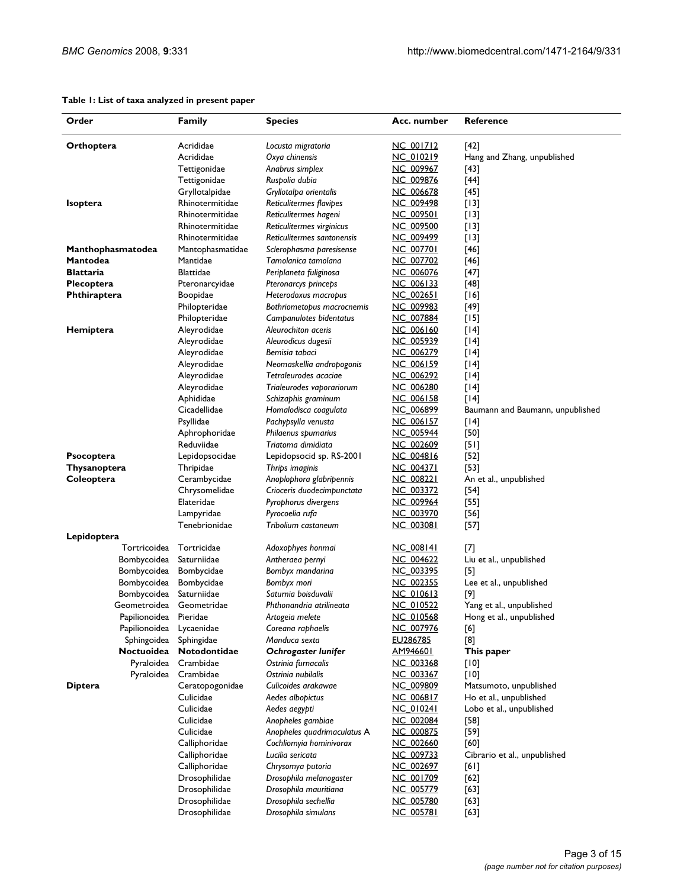**Table 1: List of taxa analyzed in present paper**

| Order | Family | Species | Acc. number | Reference |
|---|---|---|---|---|
| **Orthoptera** | Acrididae | *Locusta migratoria* | NC_001712 | [42] |
| | Acrididae | *Oxya chinensis* | NC_010219 | Hang and Zhang, unpublished |
| | Tettigonidae | *Anabrus simplex* | NC_009967 | [43] |
| | Tettigonidae | *Ruspolia dubia* | NC_009876 | [44] |
| | Gryllotalpidae | *Gryllotalpa orientalis* | NC_006678 | [45] |
| **Isoptera** | Rhinotermitidae | *Reticulitermes flavipes* | NC_009498 | [13] |
| | Rhinotermitidae | *Reticulitermes hageni* | NC_009501 | [13] |
| | Rhinotermitidae | *Reticulitermes virginicus* | NC_009500 | [13] |
| | Rhinotermitidae | *Reticulitermes santonensis* | NC_009499 | [13] |
| **Manthophasmatodea** | Mantophasmatidae | *Sclerophasma paresisense* | NC_007701 | [46] |
| **Mantodea** | Mantidae | *Tamolanica tamolana* | NC_007702 | [46] |
| **Blattaria** | Blattidae | *Periplaneta fuliginosa* | NC_006076 | [47] |
| **Plecoptera** | Pteronarcyidae | *Pteronarcys princeps* | NC_006133 | [48] |
| **Phthiraptera** | Boopidae | *Heterodoxus macropus* | NC_002651 | [16] |
| | Philopteridae | *Bothriometopus macrocnemis* | NC_009983 | [49] |
| | Philopteridae | *Campanulotes bidentatus* | NC_007884 | [15] |
| **Hemiptera** | Aleyrodidae | *Aleurochiton aceris* | NC_006160 | [14] |
| | Aleyrodidae | *Aleurodicus dugesii* | NC_005939 | [14] |
| | Aleyrodidae | *Bemisia tabaci* | NC_006279 | [14] |
| | Aleyrodidae | *Neomaskellia andropogonis* | NC_006159 | [14] |
| | Aleyrodidae | *Tetraleurodes acaciae* | NC_006292 | [14] |
| | Aleyrodidae | *Trialeurodes vaporariorum* | NC_006280 | [14] |
| | Aphididae | *Schizaphis graminum* | NC_006158 | [14] |
| | Cicadellidae | *Homalodisca coagulata* | NC_006899 | Baumann and Baumann, unpublished |
| | Psyllidae | *Pachypsylla venusta* | NC_006157 | [14] |
| | Aphrophoridae | *Philaenus spumarius* | NC_005944 | [50] |
| | Reduviidae | *Triatoma dimidiata* | NC_002609 | [51] |
| **Psocoptera** | Lepidopsocidae | Lepidopsocid sp. RS-2001 | NC_004816 | [52] |
| **Thysanoptera** | Thripidae | *Thrips imaginis* | NC_004371 | [53] |
| **Coleoptera** | Cerambycidae | *Anoplophora glabripennis* | NC_008221 | An et al., unpublished |
| | Chrysomelidae | *Crioceris duodecimpunctata* | NC_003372 | [54] |
| | Elateridae | *Pyrophorus divergens* | NC_009964 | [55] |
| | Lampyridae | *Pyrocoelia rufa* | NC_003970 | [56] |
| | Tenebrionidae | *Tribolium castaneum* | NC_003081 | [57] |
| **Lepidoptera** | | | | |
| Tortricoidea | Tortricidae | *Adoxophyes honmai* | NC_008141 | [7] |
| Bombycoidea | Saturniidae | *Antheraea pernyi* | NC_004622 | Liu et al., unpublished |
| Bombycoidea | Bombycidae | *Bombyx mandarina* | NC_003395 | [5] |
| Bombycoidea | Bombycidae | *Bombyx mori* | NC_002355 | Lee et al., unpublished |
| Bombycoidea | Saturniidae | *Saturnia boisduvalii* | NC_010613 | [9] |
| Geometroidea | Geometridae | *Phthonandria atrilineata* | NC_010522 | Yang et al., unpublished |
| Papilionoidea | Pieridae | *Artogeia melete* | NC_010568 | Hong et al., unpublished |
| Papilionoidea | Lycaenidae | *Coreana raphaelis* | NC_007976 | [6] |
| Sphingoidea | Sphingidae | *Manduca sexta* | EU286785 | [8] |
| **Noctuoidea** | **Notodontidae** | ***Ochrogaster lunifer*** | **AM946601** | **This paper** |
| Pyraloidea | Crambidae | *Ostrinia furnacalis* | NC_003368 | [10] |
| Pyraloidea | Crambidae | *Ostrinia nubilalis* | NC_003367 | [10] |
| **Diptera** | Ceratopogonidae | *Culicoides arakawae* | NC_009809 | Matsumoto, unpublished |
| | Culicidae | *Aedes albopictus* | NC_006817 | Ho et al., unpublished |
| | Culicidae | *Aedes aegypti* | NC_010241 | Lobo et al., unpublished |
| | Culicidae | *Anopheles gambiae* | NC_002084 | [58] |
| | Culicidae | *Anopheles quadrimaculatus A* | NC_000875 | [59] |
| | Calliphoridae | *Cochliomyia hominivorax* | NC_002660 | [60] |
| | Calliphoridae | *Lucilia sericata* | NC_009733 | Cibrario et al., unpublished |
| | Calliphoridae | *Chrysomya putoria* | NC_002697 | [61] |
| | Drosophilidae | *Drosophila melanogaster* | NC_001709 | [62] |
| | Drosophilidae | *Drosophila mauritiana* | NC_005779 | [63] |
| | Drosophilidae | *Drosophila sechellia* | NC_005780 | [63] |
| | Drosophilidae | *Drosophila simulans* | NC_005781 | [63] |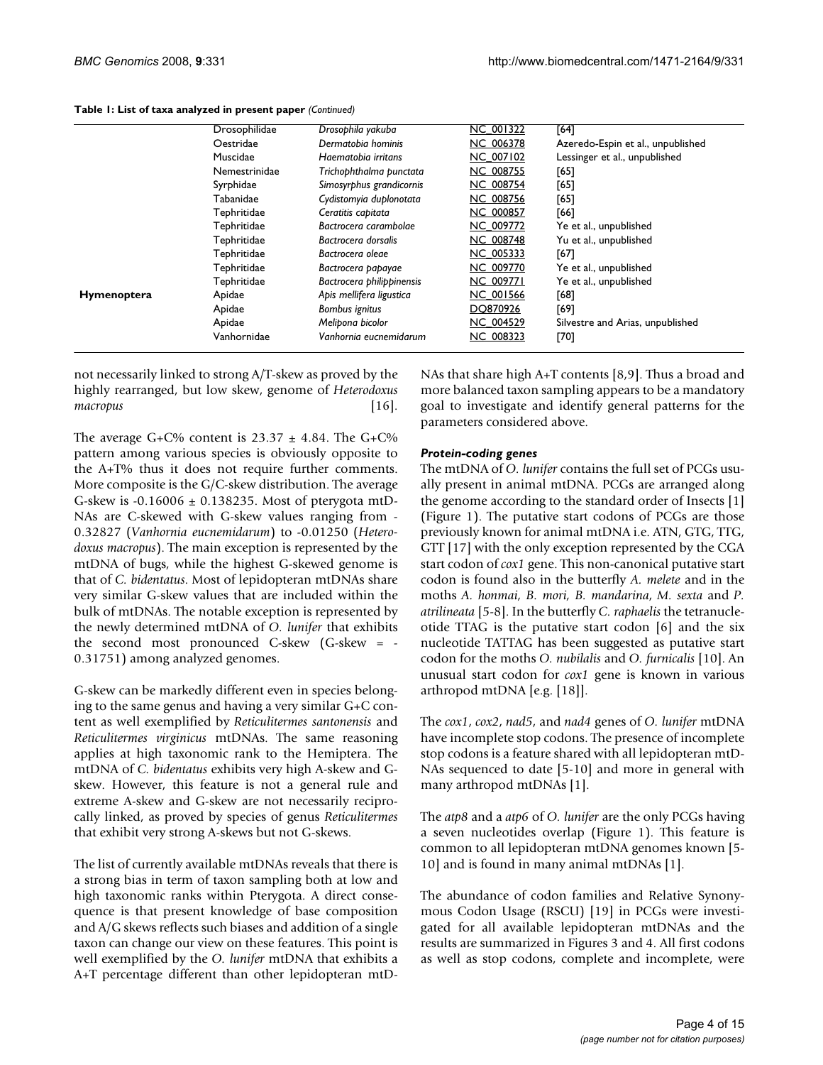**Table 1: List of taxa analyzed in present paper** *(Continued)*

| | | | | |
|---|---|---|---|---|
| | Drosophilidae | *Drosophila yakuba* | NC_001322 | [64] |
| | Oestridae | *Dermatobia hominis* | NC_006378 | Azeredo-Espin et al., unpublished |
| | Muscidae | *Haematobia irritans* | NC_007102 | Lessinger et al., unpublished |
| | Nemestrinidae | *Trichophthalma punctata* | NC_008755 | [65] |
| | Syrphidae | *Simosyrphus grandicornis* | NC_008754 | [65] |
| | Tabanidae | *Cydistomyia duplonotata* | NC_008756 | [65] |
| | Tephritidae | *Ceratitis capitata* | NC_000857 | [66] |
| | Tephritidae | *Bactrocera carambolae* | NC_009772 | Ye et al., unpublished |
| | Tephritidae | *Bactrocera dorsalis* | NC_008748 | Yu et al., unpublished |
| | Tephritidae | *Bactrocera oleae* | NC_005333 | [67] |
| | Tephritidae | *Bactrocera papayae* | NC_009770 | Ye et al., unpublished |
| | Tephritidae | *Bactrocera philippinensis* | NC_009771 | Ye et al., unpublished |
| **Hymenoptera** | Apidae | *Apis mellifera ligustica* | NC_001566 | [68] |
| | Apidae | *Bombus ignitus* | DQ870926 | [69] |
| | Apidae | *Melipona bicolor* | NC_004529 | Silvestre and Arias, unpublished |
| | Vanhornidae | *Vanhornia eucnemidarum* | NC_008323 | [70] |

not necessarily linked to strong A/T-skew as proved by the highly rearranged, but low skew, genome of *Heterodoxus macropus* [16].

The average G+C% content is 23.37 ± 4.84. The G+C% pattern among various species is obviously opposite to the A+T% thus it does not require further comments. More composite is the G/C-skew distribution. The average G-skew is -0.16006 ± 0.138235. Most of pterygota mtDNAs are C-skewed with G-skew values ranging from -0.32827 (*Vanhornia eucnemidarum*) to -0.01250 (*Heterodoxus macropus*). The main exception is represented by the mtDNA of bugs, while the highest G-skewed genome is that of *C. bidentatus*. Most of lepidopteran mtDNAs share very similar G-skew values that are included within the bulk of mtDNAs. The notable exception is represented by the newly determined mtDNA of *O. lunifer* that exhibits the second most pronounced C-skew (G-skew = -0.31751) among analyzed genomes.

G-skew can be markedly different even in species belonging to the same genus and having a very similar G+C content as well exemplified by *Reticulitermes santonensis* and *Reticulitermes virginicus* mtDNAs. The same reasoning applies at high taxonomic rank to the Hemiptera. The mtDNA of *C. bidentatus* exhibits very high A-skew and G-skew. However, this feature is not a general rule and extreme A-skew and G-skew are not necessarily reciprocally linked, as proved by species of genus *Reticulitermes* that exhibit very strong A-skews but not G-skews.

The list of currently available mtDNAs reveals that there is a strong bias in term of taxon sampling both at low and high taxonomic ranks within Pterygota. A direct consequence is that present knowledge of base composition and A/G skews reflects such biases and addition of a single taxon can change our view on these features. This point is well exemplified by the *O. lunifer* mtDNA that exhibits a A+T percentage different than other lepidopteran mtDNAs that share high A+T contents [8,9]. Thus a broad and more balanced taxon sampling appears to be a mandatory goal to investigate and identify general patterns for the parameters considered above.

### *Protein-coding genes*

The mtDNA of *O. lunifer* contains the full set of PCGs usually present in animal mtDNA. PCGs are arranged along the genome according to the standard order of Insects [1] (Figure 1). The putative start codons of PCGs are those previously known for animal mtDNA i.e. ATN, GTG, TTG, GTT [17] with the only exception represented by the CGA start codon of *cox1* gene. This non-canonical putative start codon is found also in the butterfly *A. melete* and in the moths *A. honmai, B. mori, B. mandarina, M. sexta* and *P. atrilineata* [5-8]. In the butterfly *C. raphaelis* the tetranucleotide TTAG is the putative start codon [6] and the six nucleotide TATTAG has been suggested as putative start codon for the moths *O. nubilalis* and *O. furnicalis* [10]. An unusual start codon for *cox1* gene is known in various arthropod mtDNA [e.g. [18]].

The *cox1*, *cox2*, *nad5*, and *nad4* genes of *O. lunifer* mtDNA have incomplete stop codons. The presence of incomplete stop codons is a feature shared with all lepidopteran mtDNAs sequenced to date [5-10] and more in general with many arthropod mtDNAs [1].

The *atp8* and a *atp6* of *O. lunifer* are the only PCGs having a seven nucleotides overlap (Figure 1). This feature is common to all lepidopteran mtDNA genomes known [5-10] and is found in many animal mtDNAs [1].

The abundance of codon families and Relative Synonymous Codon Usage (RSCU) [19] in PCGs were investigated for all available lepidopteran mtDNAs and the results are summarized in Figures 3 and 4. All first codons as well as stop codons, complete and incomplete, were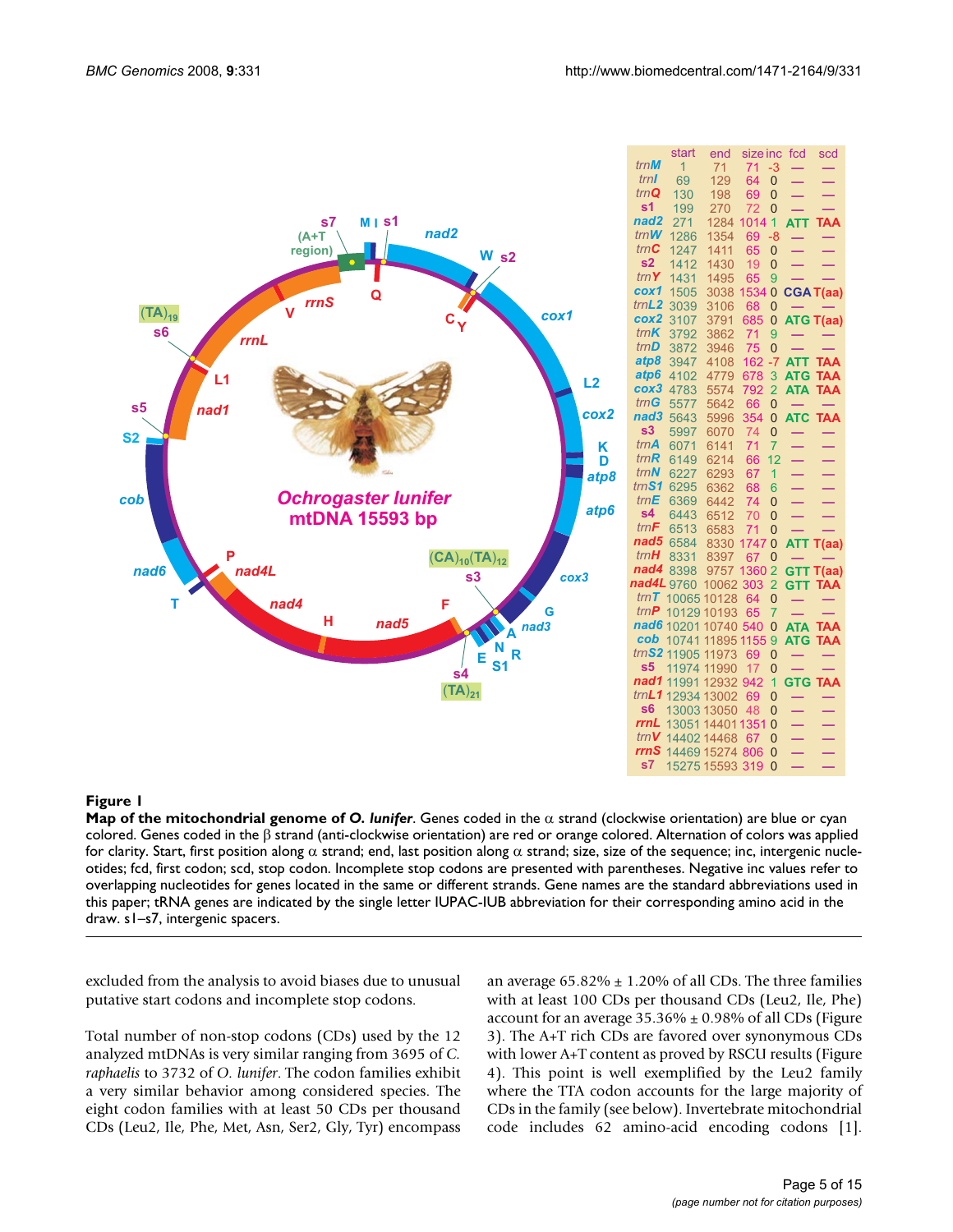| | start | end | size | inc | fcd | scd |
|---|---|---|---|---|---|---|
| *trnM* | 1 | 71 | 71 | -3 | — | — |
| *trnI* | 69 | 129 | 64 | 0 | — | — |
| *trnQ* | 130 | 198 | 69 | 0 | — | — |
| s1 | 199 | 270 | 72 | 0 | — | — |
| *nad2* | 271 | 1284 | 1014 | 1 | ATT | TAA |
| *trnW* | 1286 | 1354 | 69 | -8 | — | — |
| *trnC* | 1247 | 1411 | 65 | 0 | — | — |
| s2 | 1412 | 1430 | 19 | 0 | — | — |
| *trnY* | 1431 | 1495 | 65 | 9 | — | — |
| *cox1* | 1505 | 3038 | 1534 | 0 | CGA | T(aa) |
| *trnL2* | 3039 | 3106 | 68 | 0 | — | — |
| *cox2* | 3107 | 3791 | 685 | 0 | ATG | T(aa) |
| *trnK* | 3792 | 3862 | 71 | 9 | — | — |
| *trnD* | 3872 | 3946 | 75 | 0 | — | — |
| *atp8* | 3947 | 4108 | 162 | -7 | ATT | TAA |
| *atp6* | 4102 | 4779 | 678 | 3 | ATG | TAA |
| *cox3* | 4783 | 5574 | 792 | 2 | ATA | TAA |
| *trnG* | 5577 | 5642 | 66 | 0 | — | — |
| *nad3* | 5643 | 5996 | 354 | 0 | ATC | TAA |
| s3 | 5997 | 6070 | 74 | 0 | — | — |
| *trnA* | 6071 | 6141 | 71 | 7 | — | — |
| *trnR* | 6149 | 6214 | 66 | 12 | — | — |
| *trnN* | 6227 | 6293 | 67 | 1 | — | — |
| *trnS1* | 6295 | 6362 | 68 | 6 | — | — |
| *trnE* | 6369 | 6442 | 74 | 0 | — | — |
| s4 | 6443 | 6512 | 70 | 0 | — | — |
| *trnF* | 6513 | 6583 | 71 | 0 | — | — |
| *nad5* | 6584 | 8330 | 1747 | 0 | ATT | T(aa) |
| *trnH* | 8331 | 8397 | 67 | 0 | — | — |
| *nad4* | 8398 | 9757 | 1360 | 2 | GTT | T(aa) |
| *nad4L* | 9760 | 10062 | 303 | 2 | GTT | TAA |
| *trnT* | 10065 | 10128 | 64 | 0 | — | — |
| *trnP* | 10129 | 10193 | 65 | 7 | — | — |
| *nad6* | 10201 | 10740 | 540 | 0 | ATA | TAA |
| *cob* | 10741 | 11895 | 1155 | 9 | ATG | TAA |
| *trnS2* | 11905 | 11973 | 69 | 0 | — | — |
| s5 | 11974 | 11990 | 17 | 0 | — | — |
| *nad1* | 11991 | 12932 | 942 | 1 | GTG | TAA |
| *trnL1* | 12934 | 13002 | 69 | 0 | — | — |
| s6 | 13003 | 13050 | 48 | 0 | — | — |
| *rrnL* | 13051 | 14401 | 1351 | 0 | — | — |
| *trnV* | 14402 | 14468 | 67 | 0 | — | — |
| *rrnS* | 14469 | 15274 | 806 | 0 | — | — |
| s7 | 15275 | 15593 | 319 | 0 | — | — |

**Figure 1**

**Map of the mitochondrial genome of *O. lunifer***. Genes coded in the α strand (clockwise orientation) are blue or cyan colored. Genes coded in the β strand (anti-clockwise orientation) are red or orange colored. Alternation of colors was applied for clarity. Start, first position along α strand; end, last position along α strand; size, size of the sequence; inc, intergenic nucleotides; fcd, first codon; scd, stop codon. Incomplete stop codons are presented with parentheses. Negative inc values refer to overlapping nucleotides for genes located in the same or different strands. Gene names are the standard abbreviations used in this paper; tRNA genes are indicated by the single letter IUPAC-IUB abbreviation for their corresponding amino acid in the draw. s1–s7, intergenic spacers.

excluded from the analysis to avoid biases due to unusual putative start codons and incomplete stop codons.

Total number of non-stop codons (CDs) used by the 12 analyzed mtDNAs is very similar ranging from 3695 of *C. raphaelis* to 3732 of *O. lunifer*. The codon families exhibit a very similar behavior among considered species. The eight codon families with at least 50 CDs per thousand CDs (Leu2, Ile, Phe, Met, Asn, Ser2, Gly, Tyr) encompass an average 65.82% ± 1.20% of all CDs. The three families with at least 100 CDs per thousand CDs (Leu2, Ile, Phe) account for an average 35.36% ± 0.98% of all CDs (Figure 3). The A+T rich CDs are favored over synonymous CDs with lower A+T content as proved by RSCU results (Figure 4). This point is well exemplified by the Leu2 family where the TTA codon accounts for the large majority of CDs in the family (see below). Invertebrate mitochondrial code includes 62 amino-acid encoding codons [1].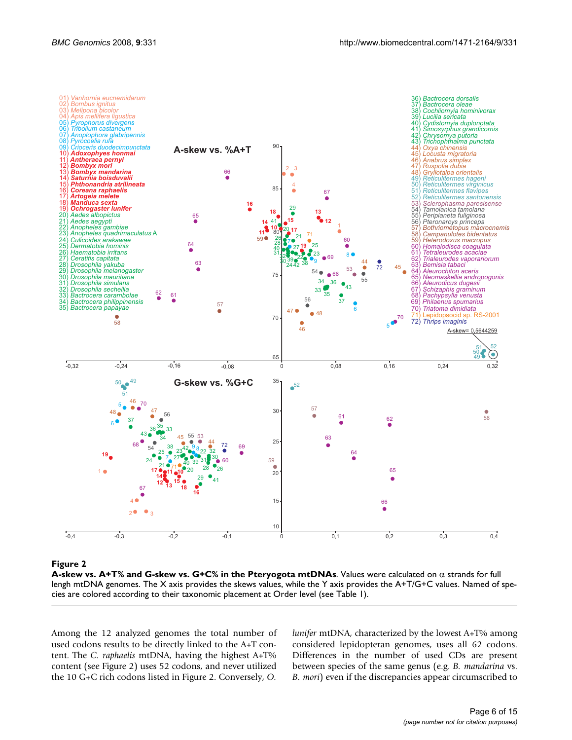**Figure 2**

**A-skew vs. A+T% and G-skew vs. G+C% in the Pteryogota mtDNAs**. Values were calculated on α strands for full lengh mtDNA genomes. The X axis provides the skews values, while the Y axis provides the A+T/G+C values. Named of species are colored according to their taxonomic placement at Order level (see Table 1).

Among the 12 analyzed genomes the total number of used codons results to be directly linked to the A+T content. The *C. raphaelis* mtDNA, having the highest A+T% content (see Figure 2) uses 52 codons, and never utilized the 10 G+C rich codons listed in Figure 2. Conversely, *O. lunifer* mtDNA, characterized by the lowest A+T% among considered lepidopteran genomes, uses all 62 codons. Differences in the number of used CDs are present between species of the same genus (e.g. *B. mandarina* vs. *B. mori*) even if the discrepancies appear circumscribed to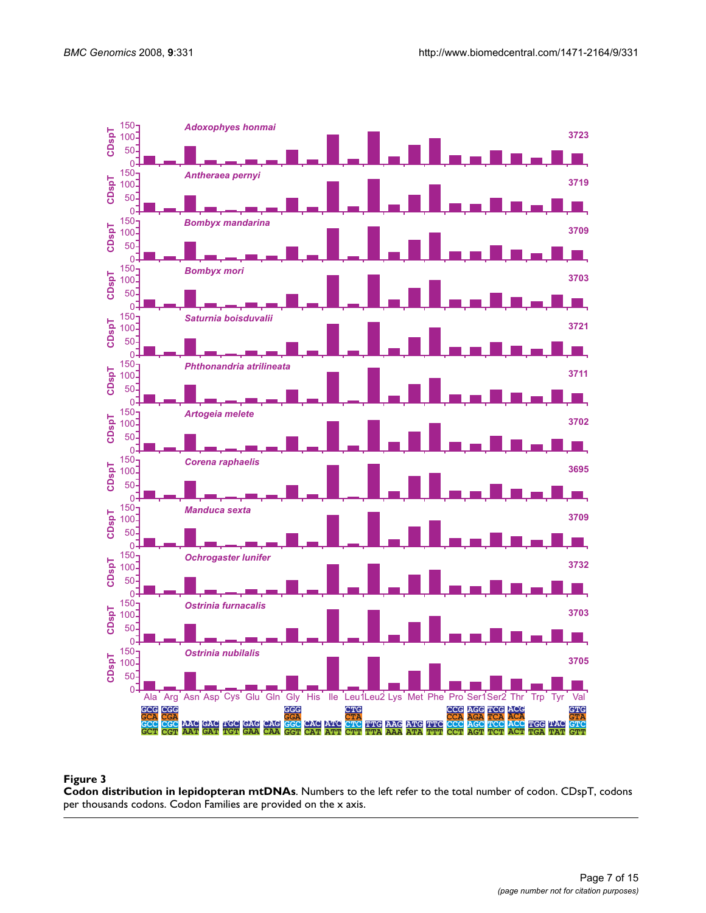**Figure 3**

**Codon distribution in lepidopteran mtDNAs**. Numbers to the left refer to the total number of codon. CDspT, codons per thousands codons. Codon Families are provided on the x axis.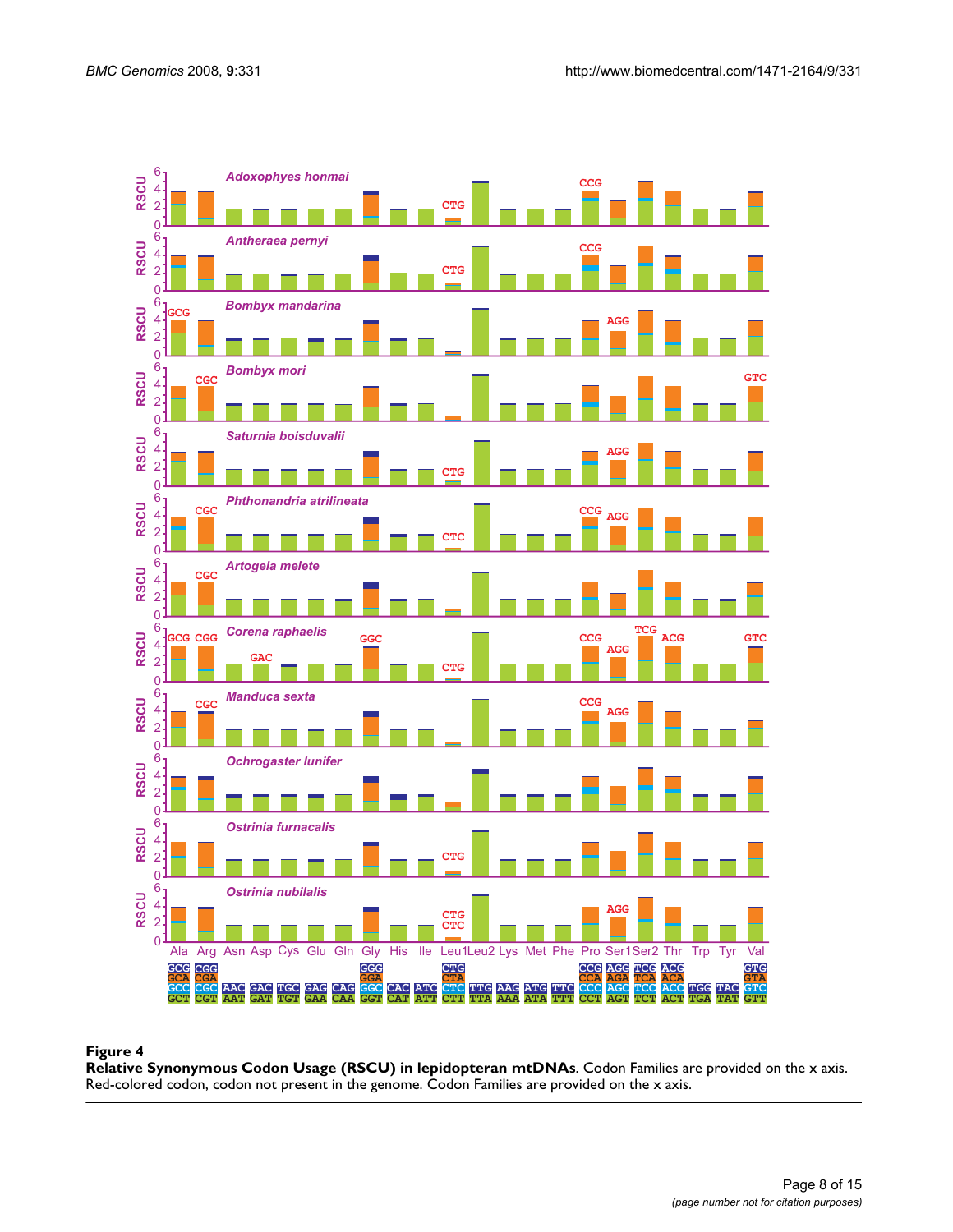**Figure 4**

**Relative Synonymous Codon Usage (RSCU) in lepidopteran mtDNAs**. Codon Families are provided on the x axis. Red-colored codon, codon not present in the genome. Codon Families are provided on the x axis.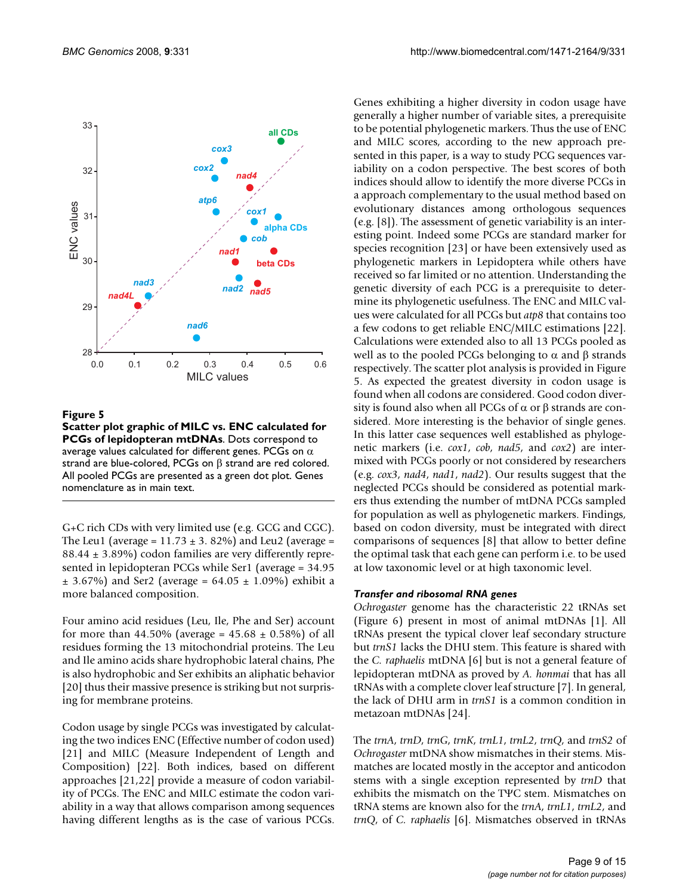**Figure 5**

**Scatter plot graphic of MILC vs. ENC calculated for PCGs of lepidopteran mtDNAs**. Dots correspond to average values calculated for different genes. PCGs on α strand are blue-colored, PCGs on β strand are red colored. All pooled PCGs are presented as a green dot plot. Genes nomenclature as in main text.

G+C rich CDs with very limited use (e.g. GCG and CGC). The Leu1 (average = 11.73 ± 3. 82%) and Leu2 (average = 88.44 ± 3.89%) codon families are very differently represented in lepidopteran PCGs while Ser1 (average = 34.95 ± 3.67%) and Ser2 (average = 64.05 ± 1.09%) exhibit a more balanced composition.

Four amino acid residues (Leu, Ile, Phe and Ser) account for more than 44.50% (average = 45.68 ± 0.58%) of all residues forming the 13 mitochondrial proteins. The Leu and Ile amino acids share hydrophobic lateral chains, Phe is also hydrophobic and Ser exhibits an aliphatic behavior [20] thus their massive presence is striking but not surprising for membrane proteins.

Codon usage by single PCGs was investigated by calculating the two indices ENC (Effective number of codon used) [21] and MILC (Measure Independent of Length and Composition) [22]. Both indices, based on different approaches [21,22] provide a measure of codon variability of PCGs. The ENC and MILC estimate the codon variability in a way that allows comparison among sequences having different lengths as is the case of various PCGs. Genes exhibiting a higher diversity in codon usage have generally a higher number of variable sites, a prerequisite to be potential phylogenetic markers. Thus the use of ENC and MILC scores, according to the new approach presented in this paper, is a way to study PCG sequences variability on a codon perspective. The best scores of both indices should allow to identify the more diverse PCGs in a approach complementary to the usual method based on evolutionary distances among orthologous sequences (e.g. [8]). The assessment of genetic variability is an interesting point. Indeed some PCGs are standard marker for species recognition [23] or have been extensively used as phylogenetic markers in Lepidoptera while others have received so far limited or no attention. Understanding the genetic diversity of each PCG is a prerequisite to determine its phylogenetic usefulness. The ENC and MILC values were calculated for all PCGs but *atp8* that contains too a few codons to get reliable ENC/MILC estimations [22]. Calculations were extended also to all 13 PCGs pooled as well as to the pooled PCGs belonging to α and β strands respectively. The scatter plot analysis is provided in Figure 5. As expected the greatest diversity in codon usage is found when all codons are considered. Good codon diversity is found also when all PCGs of α or β strands are considered. More interesting is the behavior of single genes. In this latter case sequences well established as phylogenetic markers (i.e. *cox1*, *cob*, *nad5*, and *cox2*) are intermixed with PCGs poorly or not considered by researchers (e.g. *cox3*, *nad4*, *nad1*, *nad2*). Our results suggest that the neglected PCGs should be considered as potential markers thus extending the number of mtDNA PCGs sampled for population as well as phylogenetic markers. Findings, based on codon diversity, must be integrated with direct comparisons of sequences [8] that allow to better define the optimal task that each gene can perform i.e. to be used at low taxonomic level or at high taxonomic level.

### *Transfer and ribosomal RNA genes*

*Ochrogaster* genome has the characteristic 22 tRNAs set (Figure 6) present in most of animal mtDNAs [1]. All tRNAs present the typical clover leaf secondary structure but *trnS1* lacks the DHU stem. This feature is shared with the *C. raphaelis* mtDNA [6] but is not a general feature of lepidopteran mtDNA as proved by *A. honmai* that has all tRNAs with a complete clover leaf structure [7]. In general, the lack of DHU arm in *trnS1* is a common condition in metazoan mtDNAs [24].

The *trnA*, *trnD*, *trnG*, *trnK*, *trnL1*, *trnL2*, *trnQ*, and *trnS2* of *Ochrogaster* mtDNA show mismatches in their stems. Mismatches are located mostly in the acceptor and anticodon stems with a single exception represented by *trnD* that exhibits the mismatch on the TΨC stem. Mismatches on tRNA stems are known also for the *trnA*, *trnL1*, *trnL2*, and *trnQ*, of *C. raphaelis* [6]. Mismatches observed in tRNAs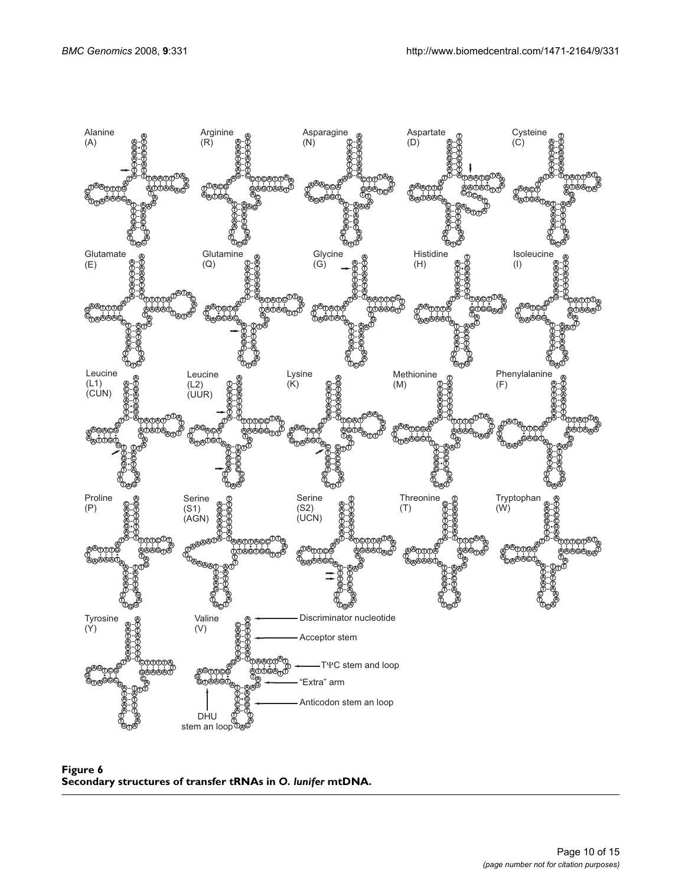**Figure 6**
**Secondary structures of transfer tRNAs in *O. lunifer* mtDNA.**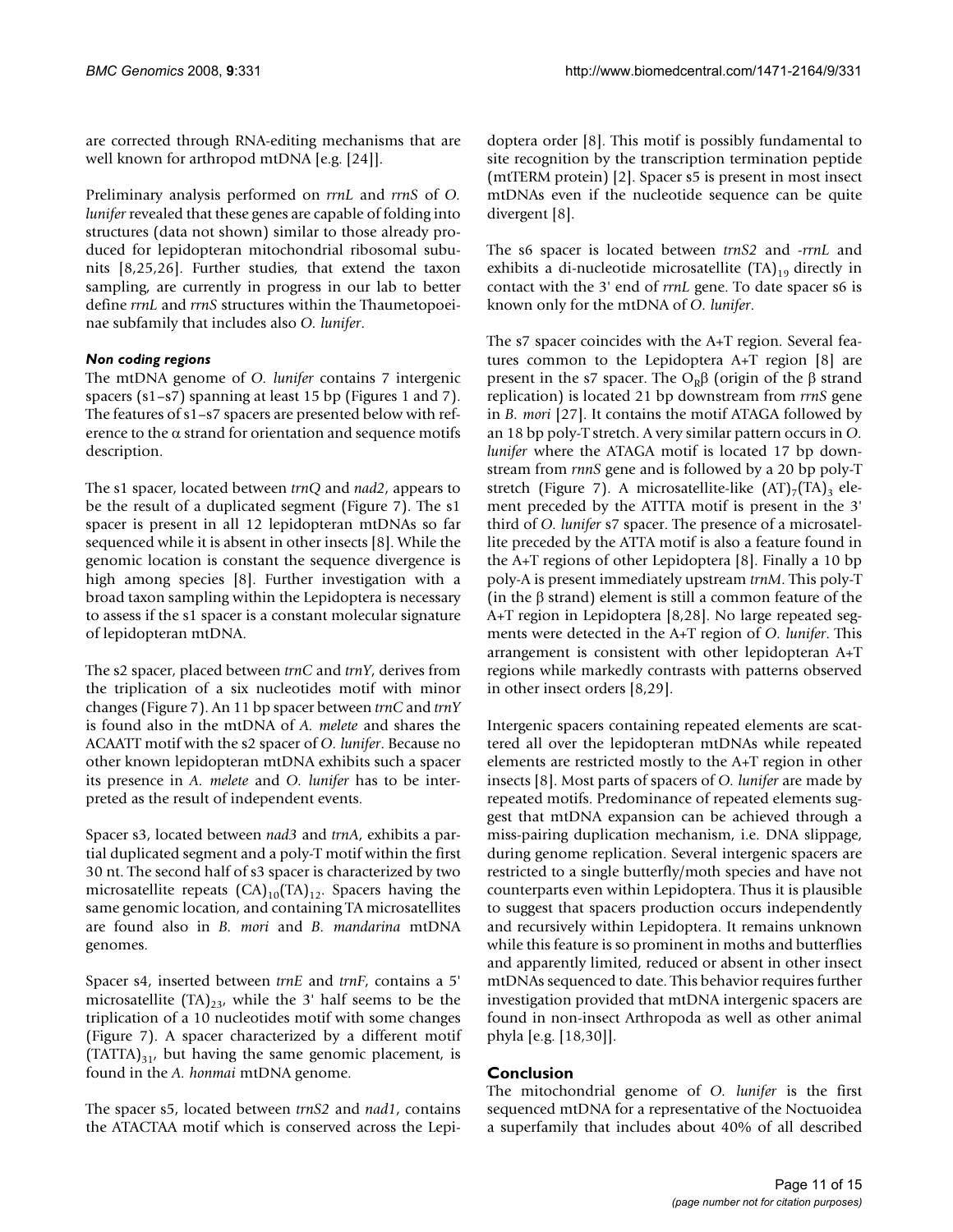are corrected through RNA-editing mechanisms that are well known for arthropod mtDNA [e.g. [24]].

Preliminary analysis performed on *rrnL* and *rrnS* of *O. lunifer* revealed that these genes are capable of folding into structures (data not shown) similar to those already produced for lepidopteran mitochondrial ribosomal subunits [8,25,26]. Further studies, that extend the taxon sampling, are currently in progress in our lab to better define *rrnL* and *rrnS* structures within the Thaumetopoeinae subfamily that includes also *O. lunifer*.

#### *Non coding regions*

The mtDNA genome of *O. lunifer* contains 7 intergenic spacers (s1–s7) spanning at least 15 bp (Figures 1 and 7). The features of s1–s7 spacers are presented below with reference to the α strand for orientation and sequence motifs description.

The s1 spacer, located between *trnQ* and *nad2*, appears to be the result of a duplicated segment (Figure 7). The s1 spacer is present in all 12 lepidopteran mtDNAs so far sequenced while it is absent in other insects [8]. While the genomic location is constant the sequence divergence is high among species [8]. Further investigation with a broad taxon sampling within the Lepidoptera is necessary to assess if the s1 spacer is a constant molecular signature of lepidopteran mtDNA.

The s2 spacer, placed between *trnC* and *trnY*, derives from the triplication of a six nucleotides motif with minor changes (Figure 7). An 11 bp spacer between *trnC* and *trnY* is found also in the mtDNA of *A. melete* and shares the ACAATT motif with the s2 spacer of *O. lunifer*. Because no other known lepidopteran mtDNA exhibits such a spacer its presence in *A. melete* and *O. lunifer* has to be interpreted as the result of independent events.

Spacer s3, located between *nad3* and *trnA*, exhibits a partial duplicated segment and a poly-T motif within the first 30 nt. The second half of s3 spacer is characterized by two microsatellite repeats $(CA)_{10}(TA)_{12}$. Spacers having the same genomic location, and containing TA microsatellites are found also in *B. mori* and *B. mandarina* mtDNA genomes.

Spacer s4, inserted between *trnE* and *trnF*, contains a 5' microsatellite $(TA)_{23}$, while the 3' half seems to be the triplication of a 10 nucleotides motif with some changes (Figure 7). A spacer characterized by a different motif $(TATTA)_{31}$, but having the same genomic placement, is found in the *A. honmai* mtDNA genome.

The spacer s5, located between *trnS2* and *nad1*, contains the ATACTAA motif which is conserved across the Lepidoptera order [8]. This motif is possibly fundamental to site recognition by the transcription termination peptide (mtTERM protein) [2]. Spacer s5 is present in most insect mtDNAs even if the nucleotide sequence can be quite divergent [8].

The s6 spacer is located between *trnS2* and -*rrnL* and exhibits a di-nucleotide microsatellite $(TA)_{19}$ directly in contact with the 3' end of *rrnL* gene. To date spacer s6 is known only for the mtDNA of *O. lunifer*.

The s7 spacer coincides with the A+T region. Several features common to the Lepidoptera A+T region [8] are present in the s7 spacer. The $O_R\beta$ (origin of the β strand replication) is located 21 bp downstream from *rrnS* gene in *B. mori* [27]. It contains the motif ATAGA followed by an 18 bp poly-T stretch. A very similar pattern occurs in *O. lunifer* where the ATAGA motif is located 17 bp downstream from *rnnS* gene and is followed by a 20 bp poly-T stretch (Figure 7). A microsatellite-like $(AT)_7(TA)_3$ element preceded by the ATTTA motif is present in the 3' third of *O. lunifer* s7 spacer. The presence of a microsatellite preceded by the ATTA motif is also a feature found in the A+T regions of other Lepidoptera [8]. Finally a 10 bp poly-A is present immediately upstream *trnM*. This poly-T (in the β strand) element is still a common feature of the A+T region in Lepidoptera [8,28]. No large repeated segments were detected in the A+T region of *O. lunifer*. This arrangement is consistent with other lepidopteran A+T regions while markedly contrasts with patterns observed in other insect orders [8,29].

Intergenic spacers containing repeated elements are scattered all over the lepidopteran mtDNAs while repeated elements are restricted mostly to the A+T region in other insects [8]. Most parts of spacers of *O. lunifer* are made by repeated motifs. Predominance of repeated elements suggest that mtDNA expansion can be achieved through a miss-pairing duplication mechanism, i.e. DNA slippage, during genome replication. Several intergenic spacers are restricted to a single butterfly/moth species and have not counterparts even within Lepidoptera. Thus it is plausible to suggest that spacers production occurs independently and recursively within Lepidoptera. It remains unknown while this feature is so prominent in moths and butterflies and apparently limited, reduced or absent in other insect mtDNAs sequenced to date. This behavior requires further investigation provided that mtDNA intergenic spacers are found in non-insect Arthropoda as well as other animal phyla [e.g. [18,30]].

## Conclusion

The mitochondrial genome of *O. lunifer* is the first sequenced mtDNA for a representative of the Noctuoidea a superfamily that includes about 40% of all described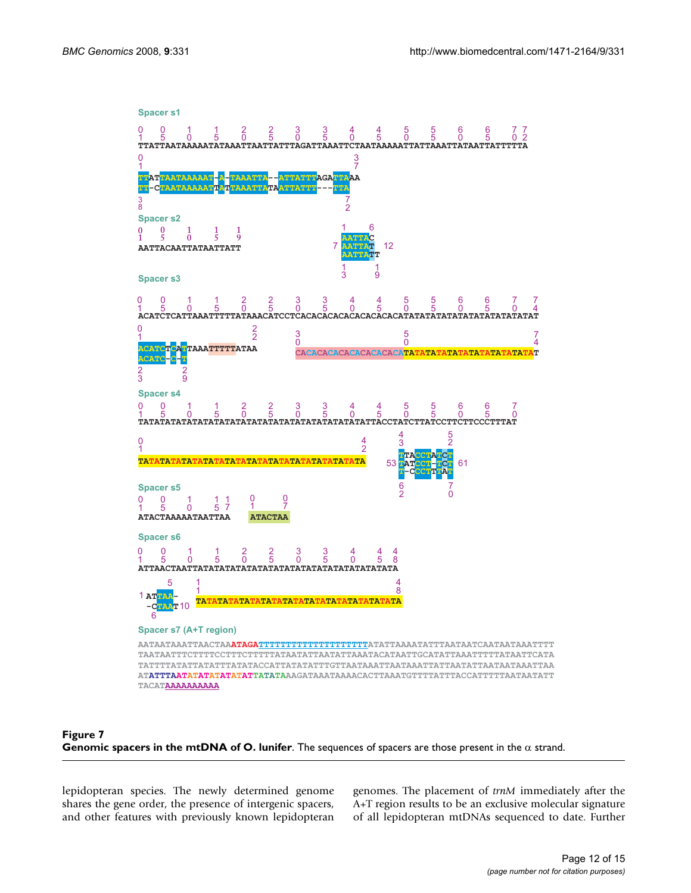**Spacer s1**

```
TTATTAATAAAAATATAAATTAATTATTTAGATTAAATTCTAATAAAAATTATTAAATTATAATTATTTTTA

TTATTAATAAAAAT-A-TAAATTA--ATTATTTAGATTAAA
TT-CTAATAAAAATTATTAAATTATAATTATTT---TTA
```

**Spacer s2**

```
AATTACAATTATAATTATT

AATTAC
AATTAT
AATTATT
```

**Spacer s3**

```
ACATCTCATTAAATTTTTATAAACATCCTCACACACACACACACACATATATATATATATATATATATATAT

ACATCTCATTAAATTTTTATAA
ACATC-C-T

CACACACACACACACACATATATATATATATATATATATATATAT
```

**Spacer s4**

```
TATATATATATATATATATATATATATATATATATATATATATTACCTATCTTATCCTTCTTCCCTTTAT

TATATATATATATATATATATATATATATATATATATATATATA

TTACCTATCT
TATCCT-TCT
T-CCCTTTAT
```

**Spacer s5**

```
ATACTAAAAATAATTAA

ATACTAA
```

**Spacer s6**

```
ATTAACTAATTATATATATATATATATATATATATATATATATATA

ATTAA-
-CTAAT

TATATATATATATATATATATATATATATATATATATATA
```

**Spacer s7 (A+T region)**

```
AATAATAAATTAACTAAATAGATTTTTTTTTTTTTTTTTTTATATTAAAATATTTAATAATCAATAATAAATTTT
TAATAATTTCTTTTCCTTTCTTTTTATAATATTAATATTAAATACATAATTGCATATTAAATTTTTATAATTCATA
TATTTTATATTATATTTATATACCATTATATATTTGTTAATAAATTAATAAATTATTAATATTAATAATAAATTAA
ATATTTAATATATATATATATTATATAAAGATAAATAAAACACTTAAATGTTTTATTTACCATTTTAATAATATT
TACATAAAAAAAAAA
```

**Figure 7**
**Genomic spacers in the mtDNA of O. lunifer**. The sequences of spacers are those present in the α strand.

lepidopteran species. The newly determined genome shares the gene order, the presence of intergenic spacers, and other features with previously known lepidopteran genomes. The placement of *trnM* immediately after the A+T region results to be an exclusive molecular signature of all lepidopteran mtDNAs sequenced to date. Further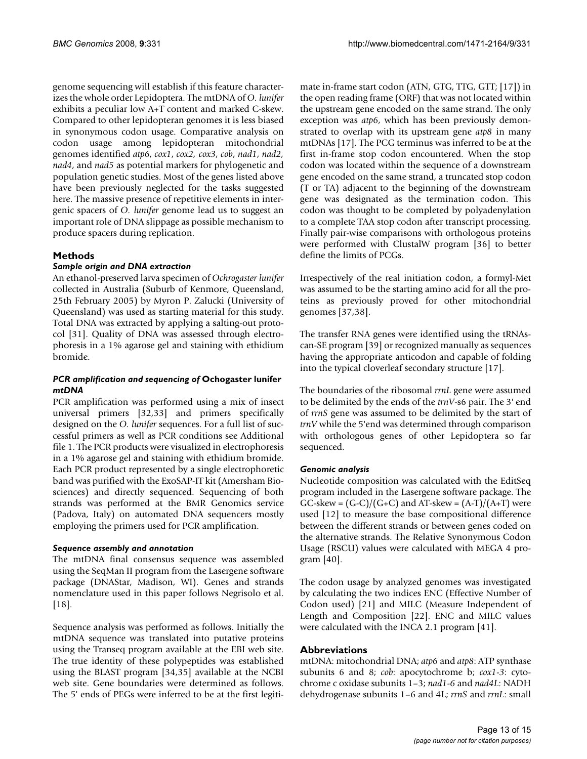genome sequencing will establish if this feature characterizes the whole order Lepidoptera. The mtDNA of *O. lunifer* exhibits a peculiar low A+T content and marked C-skew. Compared to other lepidopteran genomes it is less biased in synonymous codon usage. Comparative analysis on codon usage among lepidopteran mitochondrial genomes identified *atp6*, *cox1*, *cox2*, *cox3*, *cob*, *nad1*, *nad2*, *nad4*, and *nad5* as potential markers for phylogenetic and population genetic studies. Most of the genes listed above have been previously neglected for the tasks suggested here. The massive presence of repetitive elements in intergenic spacers of *O. lunifer* genome lead us to suggest an important role of DNA slippage as possible mechanism to produce spacers during replication.

## Methods

### *Sample origin and DNA extraction*

An ethanol-preserved larva specimen of *Ochrogaster lunifer* collected in Australia (Suburb of Kenmore, Queensland, 25th February 2005) by Myron P. Zalucki (University of Queensland) was used as starting material for this study. Total DNA was extracted by applying a salting-out protocol [31]. Quality of DNA was assessed through electrophoresis in a 1% agarose gel and staining with ethidium bromide.

### *PCR amplification and sequencing of* Ochogaster lunifer *mtDNA*

PCR amplification was performed using a mix of insect universal primers [32,33] and primers specifically designed on the *O. lunifer* sequences. For a full list of successful primers as well as PCR conditions see Additional file 1. The PCR products were visualized in electrophoresis in a 1% agarose gel and staining with ethidium bromide. Each PCR product represented by a single electrophoretic band was purified with the ExoSAP-IT kit (Amersham Biosciences) and directly sequenced. Sequencing of both strands was performed at the BMR Genomics service (Padova, Italy) on automated DNA sequencers mostly employing the primers used for PCR amplification.

### *Sequence assembly and annotation*

The mtDNA final consensus sequence was assembled using the SeqMan II program from the Lasergene software package (DNAStar, Madison, WI). Genes and strands nomenclature used in this paper follows Negrisolo et al. [18].

Sequence analysis was performed as follows. Initially the mtDNA sequence was translated into putative proteins using the Transeq program available at the EBI web site. The true identity of these polypeptides was established using the BLAST program [34,35] available at the NCBI web site. Gene boundaries were determined as follows. The 5' ends of PEGs were inferred to be at the first legitimate in-frame start codon (ATN, GTG, TTG, GTT; [17]) in the open reading frame (ORF) that was not located within the upstream gene encoded on the same strand. The only exception was *atp6*, which has been previously demonstrated to overlap with its upstream gene *atp8* in many mtDNAs [17]. The PCG terminus was inferred to be at the first in-frame stop codon encountered. When the stop codon was located within the sequence of a downstream gene encoded on the same strand, a truncated stop codon (T or TA) adjacent to the beginning of the downstream gene was designated as the termination codon. This codon was thought to be completed by polyadenylation to a complete TAA stop codon after transcript processing. Finally pair-wise comparisons with orthologous proteins were performed with ClustalW program [36] to better define the limits of PCGs.

Irrespectively of the real initiation codon, a formyl-Met was assumed to be the starting amino acid for all the proteins as previously proved for other mitochondrial genomes [37,38].

The transfer RNA genes were identified using the tRNAscan-SE program [39] or recognized manually as sequences having the appropriate anticodon and capable of folding into the typical cloverleaf secondary structure [17].

The boundaries of the ribosomal *rrnL* gene were assumed to be delimited by the ends of the *trnV*-s6 pair. The 3' end of *rrnS* gene was assumed to be delimited by the start of *trnV* while the 5'end was determined through comparison with orthologous genes of other Lepidoptera so far sequenced.

### *Genomic analysis*

Nucleotide composition was calculated with the EditSeq program included in the Lasergene software package. The GC-skew = (G-C)/(G+C) and AT-skew = (A-T)/(A+T) were used [12] to measure the base compositional difference between the different strands or between genes coded on the alternative strands. The Relative Synonymous Codon Usage (RSCU) values were calculated with MEGA 4 program [40].

The codon usage by analyzed genomes was investigated by calculating the two indices ENC (Effective Number of Codon used) [21] and MILC (Measure Independent of Length and Composition [22]. ENC and MILC values were calculated with the INCA 2.1 program [41].

## Abbreviations

mtDNA: mitochondrial DNA; *atp6* and *atp8*: ATP synthase subunits 6 and 8; *cob*: apocytochrome b; *cox1-3*: cytochrome c oxidase subunits 1–3; *nad1-6* and *nad4L*: NADH dehydrogenase subunits 1–6 and 4L; *rrnS* and *rrnL*: small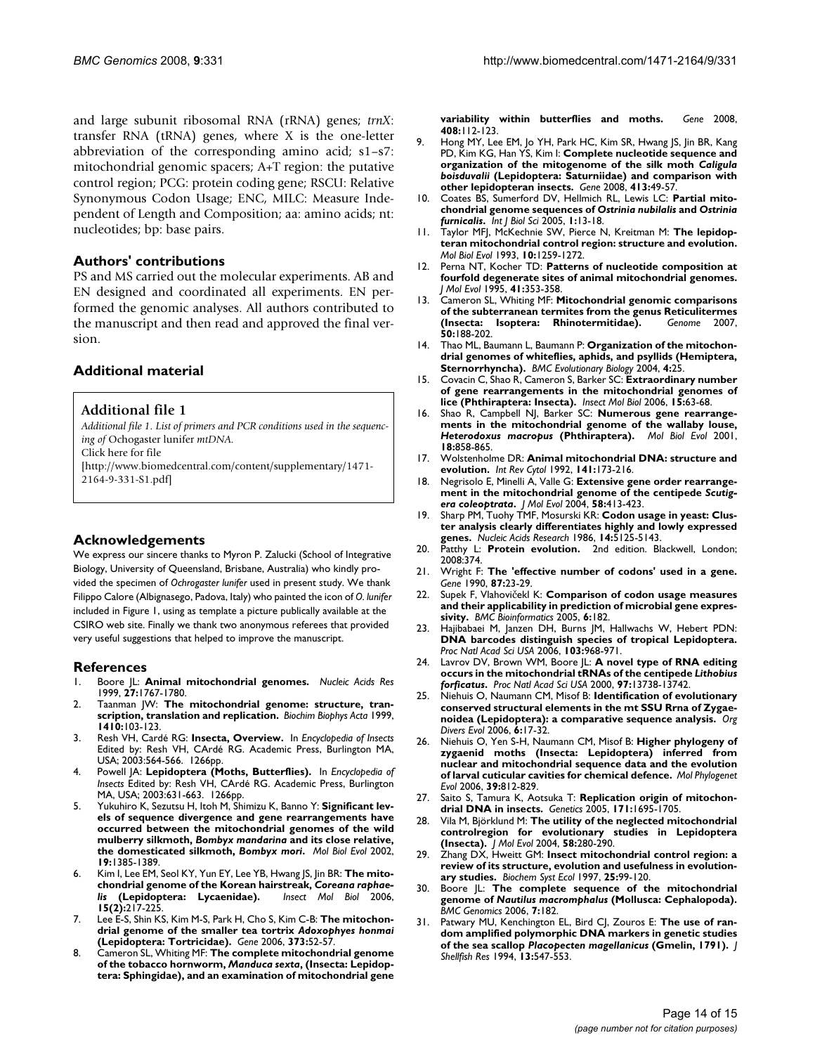and large subunit ribosomal RNA (rRNA) genes; *trnX*: transfer RNA (tRNA) genes, where X is the one-letter abbreviation of the corresponding amino acid; s1–s7: mitochondrial genomic spacers; A+T region: the putative control region; PCG: protein coding gene; RSCU: Relative Synonymous Codon Usage; ENC, MILC: Measure Independent of Length and Composition; aa: amino acids; nt: nucleotides; bp: base pairs.

## Authors' contributions

PS and MS carried out the molecular experiments. AB and EN designed and coordinated all experiments. EN performed the genomic analyses. All authors contributed to the manuscript and then read and approved the final version.

## Additional material

**Additional file 1**

*Additional file 1. List of primers and PCR conditions used in the sequencing of* Ochogaster lunifer *mtDNA.*
Click here for file
[http://www.biomedcentral.com/content/supplementary/1471-2164-9-331-S1.pdf]

## Acknowledgements

We express our sincere thanks to Myron P. Zalucki (School of Integrative Biology, University of Queensland, Brisbane, Australia) who kindly provided the specimen of *Ochrogaster lunifer* used in present study. We thank Filippo Calore (Albignasego, Padova, Italy) who painted the icon of *O. lunifer* included in Figure 1, using as template a picture publically available at the CSIRO web site. Finally we thank two anonymous referees that provided very useful suggestions that helped to improve the manuscript.

## References

1. Boore JL: **Animal mitochondrial genomes.** *Nucleic Acids Res* 1999, **27:**1767-1780.
2. Taanman JW: **The mitochondrial genome: structure, transcription, translation and replication.** *Biochim Biophys Acta* 1999, **1410:**103-123.
3. Resh VH, Cardé RG: **Insecta, Overview.** In *Encyclopedia of Insects* Edited by: Resh VH, CArdé RG. Academic Press, Burlington MA, USA; 2003:564-566. 1266pp.
4. Powell JA: **Lepidoptera (Moths, Butterflies).** In *Encyclopedia of Insects* Edited by: Resh VH, CArdé RG. Academic Press, Burlington MA, USA; 2003:631-663. 1266pp.
5. Yukuhiro K, Sezutsu H, Itoh M, Shimizu K, Banno Y: **Significant levels of sequence divergence and gene rearrangements have occurred between the mitochondrial genomes of the wild mulberry silkmoth, *Bombyx mandarina* and its close relative, the domesticated silkmoth, *Bombyx mori*.** *Mol Biol Evol* 2002, **19:**1385-1389.
6. Kim I, Lee EM, Seol KY, Yun EY, Lee YB, Hwang JS, Jin BR: **The mitochondrial genome of the Korean hairstreak, *Coreana raphaelis* (Lepidoptera: Lycaenidae).** *Insect Mol Biol* 2006, **15(2):**217-225.
7. Lee E-S, Shin KS, Kim M-S, Park H, Cho S, Kim C-B: **The mitochondrial genome of the smaller tea tortrix *Adoxophyes honmai* (Lepidoptera: Tortricidae).** *Gene* 2006, **373:**52-57.
8. Cameron SL, Whiting MF: **The complete mitochondrial genome of the tobacco hornworm, *Manduca sexta*, (Insecta: Lepidoptera: Sphingidae), and an examination of mitochondrial gene variability within butterflies and moths.** *Gene* 2008, **408:**112-123.
9. Hong MY, Lee EM, Jo YH, Park HC, Kim SR, Hwang JS, Jin BR, Kang PD, Kim KG, Han YS, Kim I: **Complete nucleotide sequence and organization of the mitogenome of the silk moth *Caligula boisduvalii* (Lepidoptera: Saturniidae) and comparison with other lepidopteran insects.** *Gene* 2008, **413:**49-57.
10. Coates BS, Sumerford DV, Hellmich RL, Lewis LC: **Partial mitochondrial genome sequences of *Ostrinia nubilalis* and *Ostrinia furnicalis*.** *Int J Biol Sci* 2005, **1:**13-18.
11. Taylor MFJ, McKechnie SW, Pierce N, Kreitman M: **The lepidopteran mitochondrial control region: structure and evolution.** *Mol Biol Evol* 1993, **10:**1259-1272.
12. Perna NT, Kocher TD: **Patterns of nucleotide composition at fourfold degenerate sites of animal mitochondrial genomes.** *J Mol Evol* 1995, **41:**353-358.
13. Cameron SL, Whiting MF: **Mitochondrial genomic comparisons of the subterranean termites from the genus Reticulitermes (Insecta: Isoptera: Rhinotermitidae).** *Genome* 2007, **50:**188-202.
14. Thao ML, Baumann L, Baumann P: **Organization of the mitochondrial genomes of whiteflies, aphids, and psyllids (Hemiptera, Sternorrhyncha).** *BMC Evolutionary Biology* 2004, **4:**25.
15. Covacin C, Shao R, Cameron S, Barker SC: **Extraordinary number of gene rearrangements in the mitochondrial genomes of lice (Phthiraptera: Insecta).** *Insect Mol Biol* 2006, **15:**63-68.
16. Shao R, Campbell NJ, Barker SC: **Numerous gene rearrangements in the mitochondrial genome of the wallaby louse, *Heterodoxus macropus* (Phthiraptera).** *Mol Biol Evol* 2001, **18:**858-865.
17. Wolstenholme DR: **Animal mitochondrial DNA: structure and evolution.** *Int Rev Cytol* 1992, **141:**173-216.
18. Negrisolo E, Minelli A, Valle G: **Extensive gene order rearrangement in the mitochondrial genome of the centipede *Scutigera coleoptrata*.** *J Mol Evol* 2004, **58:**413-423.
19. Sharp PM, Tuohy TMF, Mosurski KR: **Codon usage in yeast: Cluster analysis clearly differentiates highly and lowly expressed genes.** *Nucleic Acids Research* 1986, **14:**5125-5143.
20. Patthy L: **Protein evolution.** 2nd edition. Blackwell, London; 2008:374.
21. Wright F: **The 'effective number of codons' used in a gene.** *Gene* 1990, **87:**23-29.
22. Supek F, Vlahoviček K: **Comparison of codon usage measures and their applicability in prediction of microbial gene expressivity.** *BMC Bioinformatics* 2005, **6:**182.
23. Hajibabaei M, Janzen DH, Burns JM, Hallwachs W, Hebert PDN: **DNA barcodes distinguish species of tropical Lepidoptera.** *Proc Natl Acad Sci USA* 2006, **103:**968-971.
24. Lavrov DV, Brown WM, Boore JL: **A novel type of RNA editing occurs in the mitochondrial tRNAs of the centipede *Lithobius forficatus*.** *Proc Natl Acad Sci USA* 2000, **97:**13738-13742.
25. Niehuis O, Naumann CM, Misof B: **Identification of evolutionary conserved structural elements in the mt SSU Rrna of Zygaenoidea (Lepidoptera): a comparative sequence analysis.** *Org Divers Evol* 2006, **6:**17-32.
26. Niehuis O, Yen S-H, Naumann CM, Misof B: **Higher phylogeny of zygaenid moths (Insecta: Lepidoptera) inferred from nuclear and mitochondrial sequence data and the evolution of larval cuticular cavities for chemical defence.** *Mol Phylogenet Evol* 2006, **39:**812-829.
27. Saito S, Tamura K, Aotsuka T: **Replication origin of mitochondrial DNA in insects.** *Genetics* 2005, **171:**1695-1705.
28. Vila M, Björklund M: **The utility of the neglected mitochondrial controlregion for evolutionary studies in Lepidoptera (Insecta).** *J Mol Evol* 2004, **58:**280-290.
29. Zhang DX, Hweitt GM: **Insect mitochondrial control region: a review of its structure, evolution and usefulness in evolutionary studies.** *Biochem Syst Ecol* 1997, **25:**99-120.
30. Boore JL: **The complete sequence of the mitochondrial genome of *Nautilus macromphalus* (Mollusca: Cephalopoda).** *BMC Genomics* 2006, **7:**182.
31. Patwary MU, Kenchington EL, Bird CJ, Zouros E: **The use of random amplified polymorphic DNA markers in genetic studies of the sea scallop *Placopecten magellanicus* (Gmelin, 1791).** *J Shellfish Res* 1994, **13:**547-553.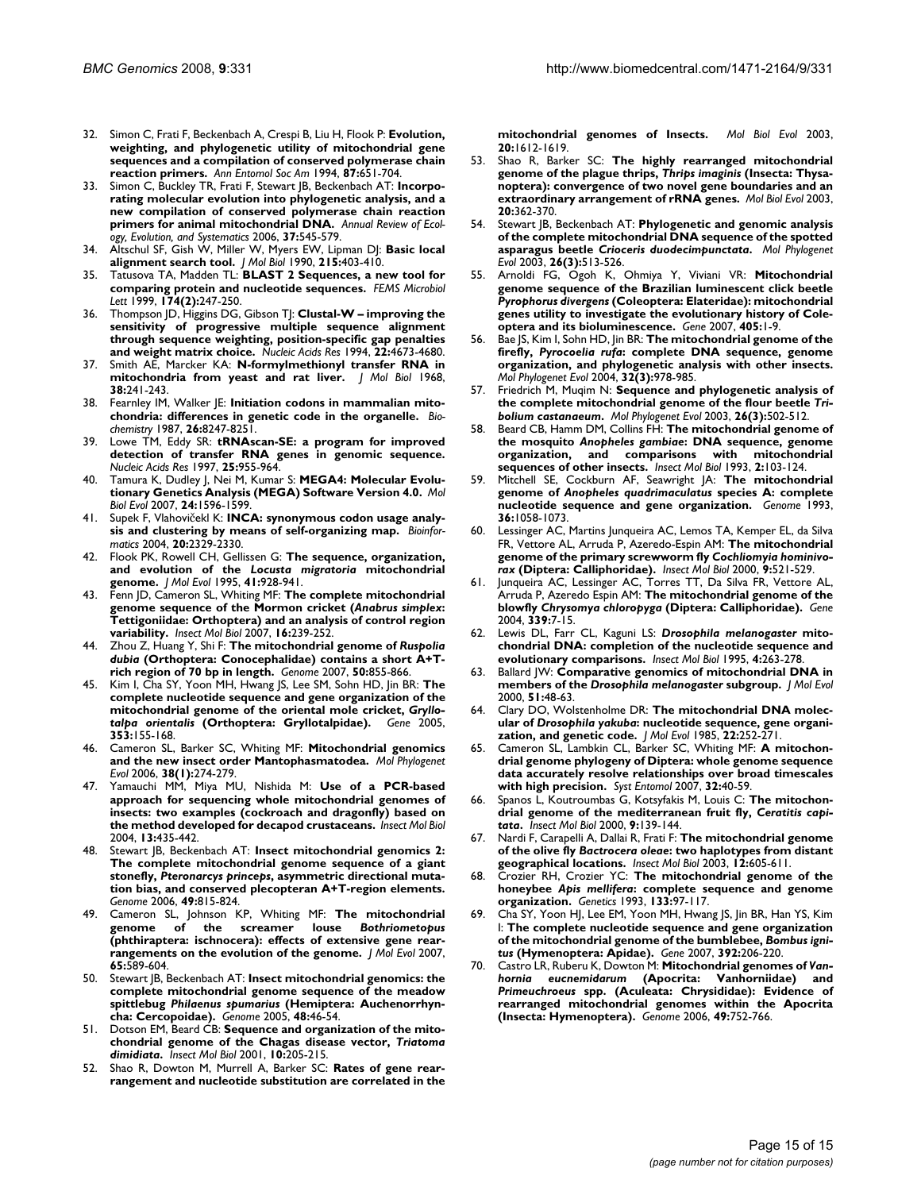32. Simon C, Frati F, Beckenbach A, Crespi B, Liu H, Flook P: **Evolution, weighting, and phylogenetic utility of mitochondrial gene sequences and a compilation of conserved polymerase chain reaction primers.** *Ann Entomol Soc Am* 1994, **87:**651-704.
33. Simon C, Buckley TR, Frati F, Stewart JB, Beckenbach AT: **Incorporating molecular evolution into phylogenetic analysis, and a new compilation of conserved polymerase chain reaction primers for animal mitochondrial DNA.** *Annual Review of Ecology, Evolution, and Systematics* 2006, **37:**545-579.
34. Altschul SF, Gish W, Miller W, Myers EW, Lipman DJ: **Basic local alignment search tool.** *J Mol Biol* 1990, **215:**403-410.
35. Tatusova TA, Madden TL: **BLAST 2 Sequences, a new tool for comparing protein and nucleotide sequences.** *FEMS Microbiol Lett* 1999, **174(2):**247-250.
36. Thompson JD, Higgins DG, Gibson TJ: **Clustal-W – improving the sensitivity of progressive multiple sequence alignment through sequence weighting, position-specific gap penalties and weight matrix choice.** *Nucleic Acids Res* 1994, **22:**4673-4680.
37. Smith AE, Marcker KA: **N-formylmethionyl transfer RNA in mitochondria from yeast and rat liver.** *J Mol Biol* 1968, **38:**241-243.
38. Fearnley IM, Walker JE: **Initiation codons in mammalian mitochondria: differences in genetic code in the organelle.** *Biochemistry* 1987, **26:**8247-8251.
39. Lowe TM, Eddy SR: **tRNAscan-SE: a program for improved detection of transfer RNA genes in genomic sequence.** *Nucleic Acids Res* 1997, **25:**955-964.
40. Tamura K, Dudley J, Nei M, Kumar S: **MEGA4: Molecular Evolutionary Genetics Analysis (MEGA) Software Version 4.0.** *Mol Biol Evol* 2007, **24:**1596-1599.
41. Supek F, Vlahoviček K: **INCA: synonymous codon usage analysis and clustering by means of self-organizing map.** *Bioinformatics* 2004, **20:**2329-2330.
42. Flook PK, Rowell CH, Gellissen G: **The sequence, organization, and evolution of the *Locusta migratoria* mitochondrial genome.** *J Mol Evol* 1995, **41:**928-941.
43. Fenn JD, Cameron SL, Whiting MF: **The complete mitochondrial genome sequence of the Mormon cricket (*Anabrus simplex*: Tettigoniidae: Orthoptera) and an analysis of control region variability.** *Insect Mol Biol* 2007, **16:**239-252.
44. Zhou Z, Huang Y, Shi F: **The mitochondrial genome of *Ruspolia dubia* (Orthoptera: Conocephalidae) contains a short A+T-rich region of 70 bp in length.** *Genome* 2007, **50:**855-866.
45. Kim I, Cha SY, Yoon MH, Hwang JS, Lee SM, Sohn HD, Jin BR: **The complete nucleotide sequence and gene organization of the mitochondrial genome of the oriental mole cricket, *Gryllotalpa orientalis* (Orthoptera: Gryllotalpidae).** *Gene* 2005, **353:**155-168.
46. Cameron SL, Barker SC, Whiting MF: **Mitochondrial genomics and the new insect order Mantophasmatodea.** *Mol Phylogenet Evol* 2006, **38(1):**274-279.
47. Yamauchi MM, Miya MU, Nishida M: **Use of a PCR-based approach for sequencing whole mitochondrial genomes of insects: two examples (cockroach and dragonfly) based on the method developed for decapod crustaceans.** *Insect Mol Biol* 2004, **13:**435-442.
48. Stewart JB, Beckenbach AT: **Insect mitochondrial genomics 2: The complete mitochondrial genome sequence of a giant stonefly, *Pteronarcys princeps*, asymmetric directional mutation bias, and conserved plecopteran A+T-region elements.** *Genome* 2006, **49:**815-824.
49. Cameron SL, Johnson KP, Whiting MF: **The mitochondrial genome of the screamer louse *Bothriometopus* (phthiraptera: ischnocera): effects of extensive gene rearrangements on the evolution of the genome.** *J Mol Evol* 2007, **65:**589-604.
50. Stewart JB, Beckenbach AT: **Insect mitochondrial genomics: the complete mitochondrial genome sequence of the meadow spittlebug *Philaenus spumarius* (Hemiptera: Auchenorrhyncha: Cercopoidae).** *Genome* 2005, **48:**46-54.
51. Dotson EM, Beard CB: **Sequence and organization of the mitochondrial genome of the Chagas disease vector, *Triatoma dimidiata*.** *Insect Mol Biol* 2001, **10:**205-215.
52. Shao R, Dowton M, Murrell A, Barker SC: **Rates of gene rearrangement and nucleotide substitution are correlated in the mitochondrial genomes of Insects.** *Mol Biol Evol* 2003, **20:**1612-1619.
53. Shao R, Barker SC: **The highly rearranged mitochondrial genome of the plague thrips, *Thrips imaginis* (Insecta: Thysanoptera): convergence of two novel gene boundaries and an extraordinary arrangement of rRNA genes.** *Mol Biol Evol* 2003, **20:**362-370.
54. Stewart JB, Beckenbach AT: **Phylogenetic and genomic analysis of the complete mitochondrial DNA sequence of the spotted asparagus beetle *Crioceris duodecimpunctata*.** *Mol Phylogenet Evol* 2003, **26(3):**513-526.
55. Arnoldi FG, Ogoh K, Ohmiya Y, Viviani VR: **Mitochondrial genome sequence of the Brazilian luminescent click beetle *Pyrophorus divergens* (Coleoptera: Elateridae): mitochondrial genes utility to investigate the evolutionary history of Coleoptera and its bioluminescence.** *Gene* 2007, **405:**1-9.
56. Bae JS, Kim I, Sohn HD, Jin BR: **The mitochondrial genome of the firefly, *Pyrocoelia rufa*: complete DNA sequence, genome organization, and phylogenetic analysis with other insects.** *Mol Phylogenet Evol* 2004, **32(3):**978-985.
57. Friedrich M, Muqim N: **Sequence and phylogenetic analysis of the complete mitochondrial genome of the flour beetle *Tribolium castanaeum*.** *Mol Phylogenet Evol* 2003, **26(3):**502-512.
58. Beard CB, Hamm DM, Collins FH: **The mitochondrial genome of the mosquito *Anopheles gambiae*: DNA sequence, genome organization, and comparisons with mitochondrial sequences of other insects.** *Insect Mol Biol* 1993, **2:**103-124.
59. Mitchell SE, Cockburn AF, Seawright JA: **The mitochondrial genome of *Anopheles quadrimaculatus* species A: complete nucleotide sequence and gene organization.** *Genome* 1993, **36:**1058-1073.
60. Lessinger AC, Martins Junqueira AC, Lemos TA, Kemper EL, da Silva FR, Vettore AL, Arruda P, Azeredo-Espin AM: **The mitochondrial genome of the primary screwworm fly *Cochliomyia hominivorax* (Diptera: Calliphoridae).** *Insect Mol Biol* 2000, **9:**521-529.
61. Junqueira AC, Lessinger AC, Torres TT, Da Silva FR, Vettore AL, Arruda P, Azeredo Espin AM: **The mitochondrial genome of the blowfly *Chrysomya chloropyga* (Diptera: Calliphoridae).** *Gene* 2004, **339:**7-15.
62. Lewis DL, Farr CL, Kaguni LS: ***Drosophila melanogaster* mitochondrial DNA: completion of the nucleotide sequence and evolutionary comparisons.** *Insect Mol Biol* 1995, **4:**263-278.
63. Ballard JW: **Comparative genomics of mitochondrial DNA in members of the *Drosophila melanogaster* subgroup.** *J Mol Evol* 2000, **51:**48-63.
64. Clary DO, Wolstenholme DR: **The mitochondrial DNA molecular of *Drosophila yakuba*: nucleotide sequence, gene organization, and genetic code.** *J Mol Evol* 1985, **22:**252-271.
65. Cameron SL, Lambkin CL, Barker SC, Whiting MF: **A mitochondrial genome phylogeny of Diptera: whole genome sequence data accurately resolve relationships over broad timescales with high precision.** *Syst Entomol* 2007, **32:**40-59.
66. Spanos L, Koutroumbas G, Kotsyfakis M, Louis C: **The mitochondrial genome of the mediterranean fruit fly, *Ceratitis capitata*.** *Insect Mol Biol* 2000, **9:**139-144.
67. Nardi F, Carapelli A, Dallai R, Frati F: **The mitochondrial genome of the olive fly *Bactrocera oleae*: two haplotypes from distant geographical locations.** *Insect Mol Biol* 2003, **12:**605-611.
68. Crozier RH, Crozier YC: **The mitochondrial genome of the honeybee *Apis mellifera*: complete sequence and genome organization.** *Genetics* 1993, **133:**97-117.
69. Cha SY, Yoon HJ, Lee EM, Yoon MH, Hwang JS, Jin BR, Han YS, Kim I: **The complete nucleotide sequence and gene organization of the mitochondrial genome of the bumblebee, *Bombus ignitus* (Hymenoptera: Apidae).** *Gene* 2007, **392:**206-220.
70. Castro LR, Ruberu K, Dowton M: **Mitochondrial genomes of *Vanhornia eucnemidarum* (Apocrita: Vanhorniidae) and *Primeuchroeus* spp. (Aculeata: Chrysididae): Evidence of rearranged mitochondrial genomes within the Apocrita (Insecta: Hymenoptera).** *Genome* 2006, **49:**752-766.